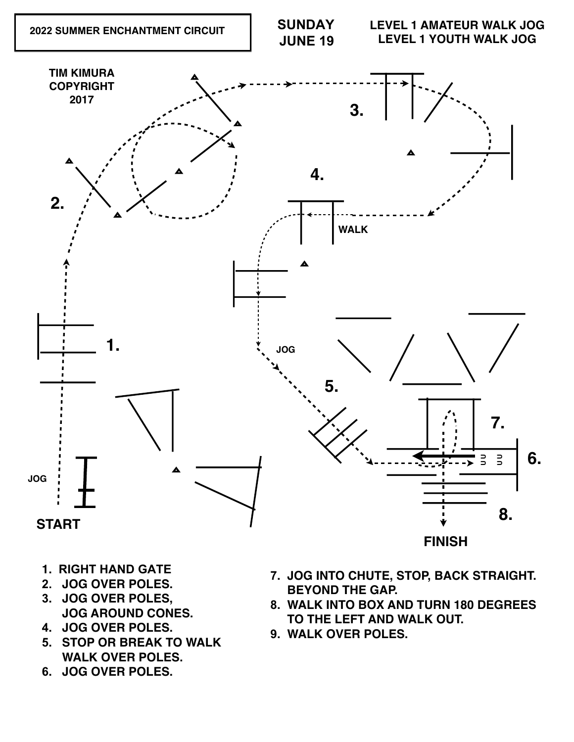2022 SUMMER ENCHANTMENT CIRCUIT

**SUNDAY**
**JUNE 19**

**LEVEL 1 AMATEUR WALK JOG**
**LEVEL 1 YOUTH WALK JOG**

TIM KIMURA
COPYRIGHT
2017

JOG

START

1.

2.

3.

4.

WALK

JOG

5.

7.

6.

8.

FINISH

1. RIGHT HAND GATE
2. JOG OVER POLES.
3. JOG OVER POLES, JOG AROUND CONES.
4. JOG OVER POLES.
5. STOP OR BREAK TO WALK WALK OVER POLES.
6. JOG OVER POLES.
7. JOG INTO CHUTE, STOP, BACK STRAIGHT. BEYOND THE GAP.
8. WALK INTO BOX AND TURN 180 DEGREES TO THE LEFT AND WALK OUT.
9. WALK OVER POLES.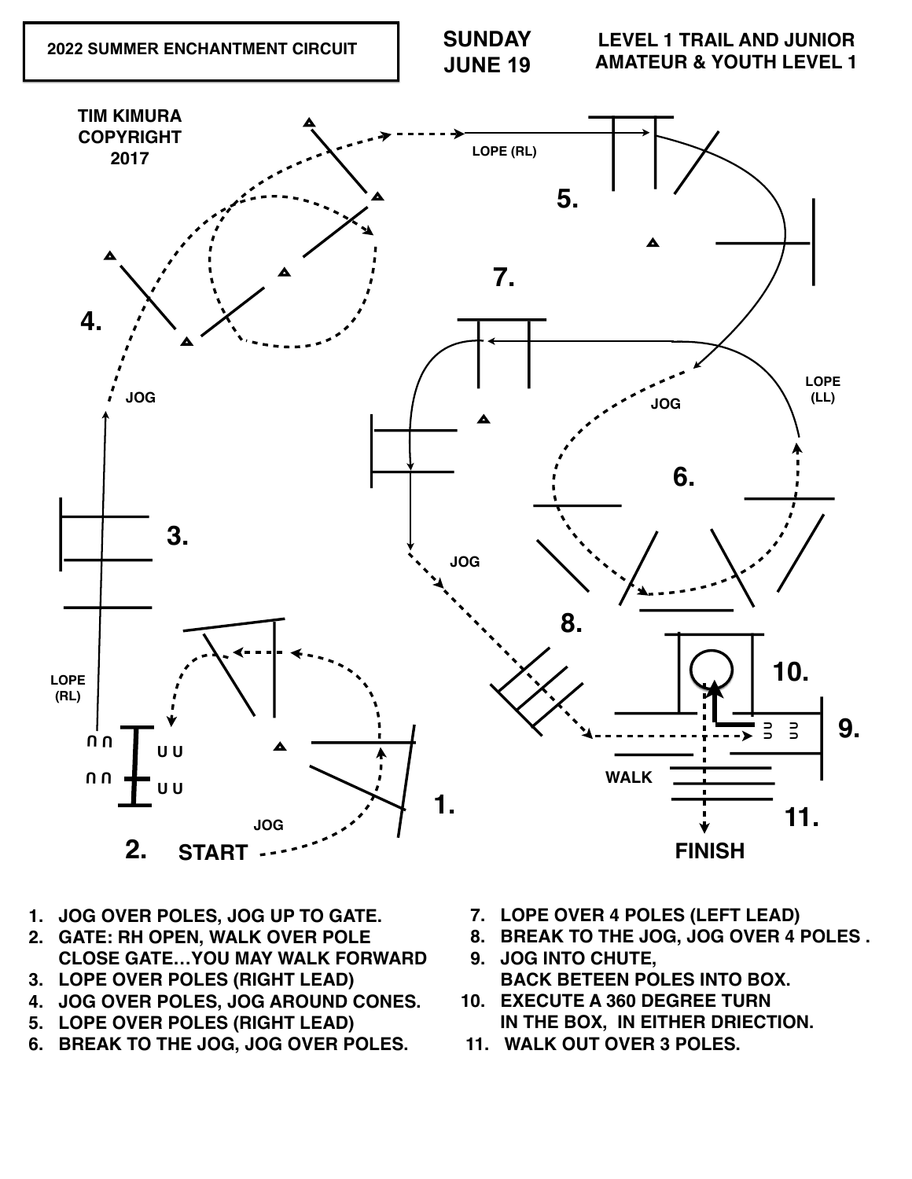2022 SUMMER ENCHANTMENT CIRCUIT

**SUNDAY JUNE 19**

**LEVEL 1 TRAIL AND JUNIOR AMATEUR & YOUTH LEVEL 1**

TIM KIMURA COPYRIGHT 2017

START

JOG

LOPE (RL)

JOG

LOPE (RL)

LOPE (LL)

JOG

JOG

WALK

FINISH

1. JOG OVER POLES, JOG UP TO GATE.
2. GATE: RH OPEN, WALK OVER POLE CLOSE GATE…YOU MAY WALK FORWARD
3. LOPE OVER POLES (RIGHT LEAD)
4. JOG OVER POLES, JOG AROUND CONES.
5. LOPE OVER POLES (RIGHT LEAD)
6. BREAK TO THE JOG, JOG OVER POLES.
7. LOPE OVER 4 POLES (LEFT LEAD)
8. BREAK TO THE JOG, JOG OVER 4 POLES .
9. JOG INTO CHUTE, BACK BETEEN POLES INTO BOX.
10. EXECUTE A 360 DEGREE TURN IN THE BOX, IN EITHER DRIECTION.
11. WALK OUT OVER 3 POLES.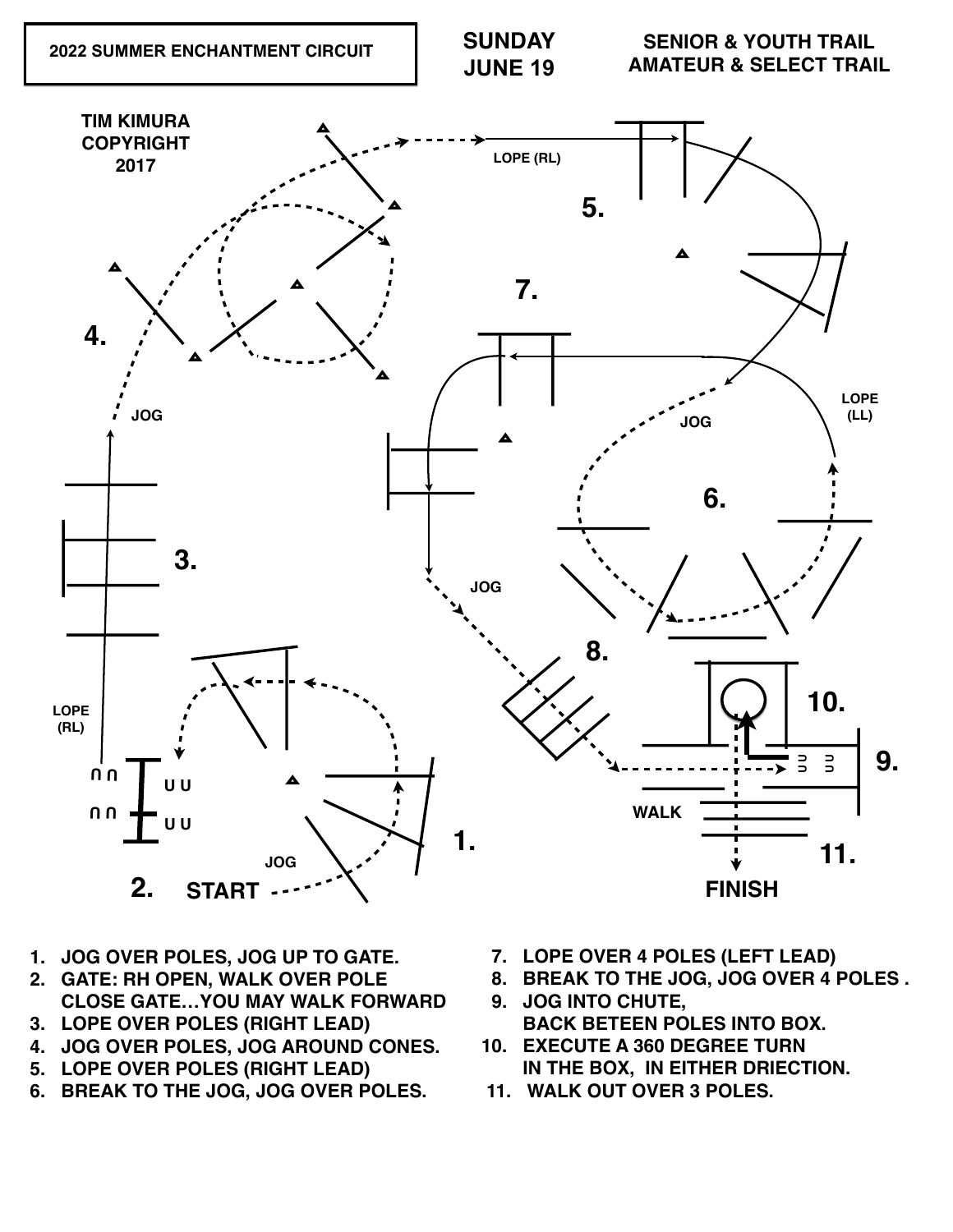2022 SUMMER ENCHANTMENT CIRCUIT

**SUNDAY JUNE 19**

**SENIOR & YOUTH TRAIL**
**AMATEUR & SELECT TRAIL**

TIM KIMURA
COPYRIGHT
2017

LOPE (RL)

5.

7.

4.

JOG

JOG

LOPE (LL)

6.

3.

JOG

8.

LOPE (RL)

10.

9.

WALK

1.

11.

JOG

2. START

FINISH

1. JOG OVER POLES, JOG UP TO GATE.
2. GATE: RH OPEN, WALK OVER POLE
   CLOSE GATE…YOU MAY WALK FORWARD
3. LOPE OVER POLES (RIGHT LEAD)
4. JOG OVER POLES, JOG AROUND CONES.
5. LOPE OVER POLES (RIGHT LEAD)
6. BREAK TO THE JOG, JOG OVER POLES.
7. LOPE OVER 4 POLES (LEFT LEAD)
8. BREAK TO THE JOG, JOG OVER 4 POLES .
9. JOG INTO CHUTE,
   BACK BETEEN POLES INTO BOX.
10. EXECUTE A 360 DEGREE TURN
    IN THE BOX, IN EITHER DRIECTION.
11. WALK OUT OVER 3 POLES.